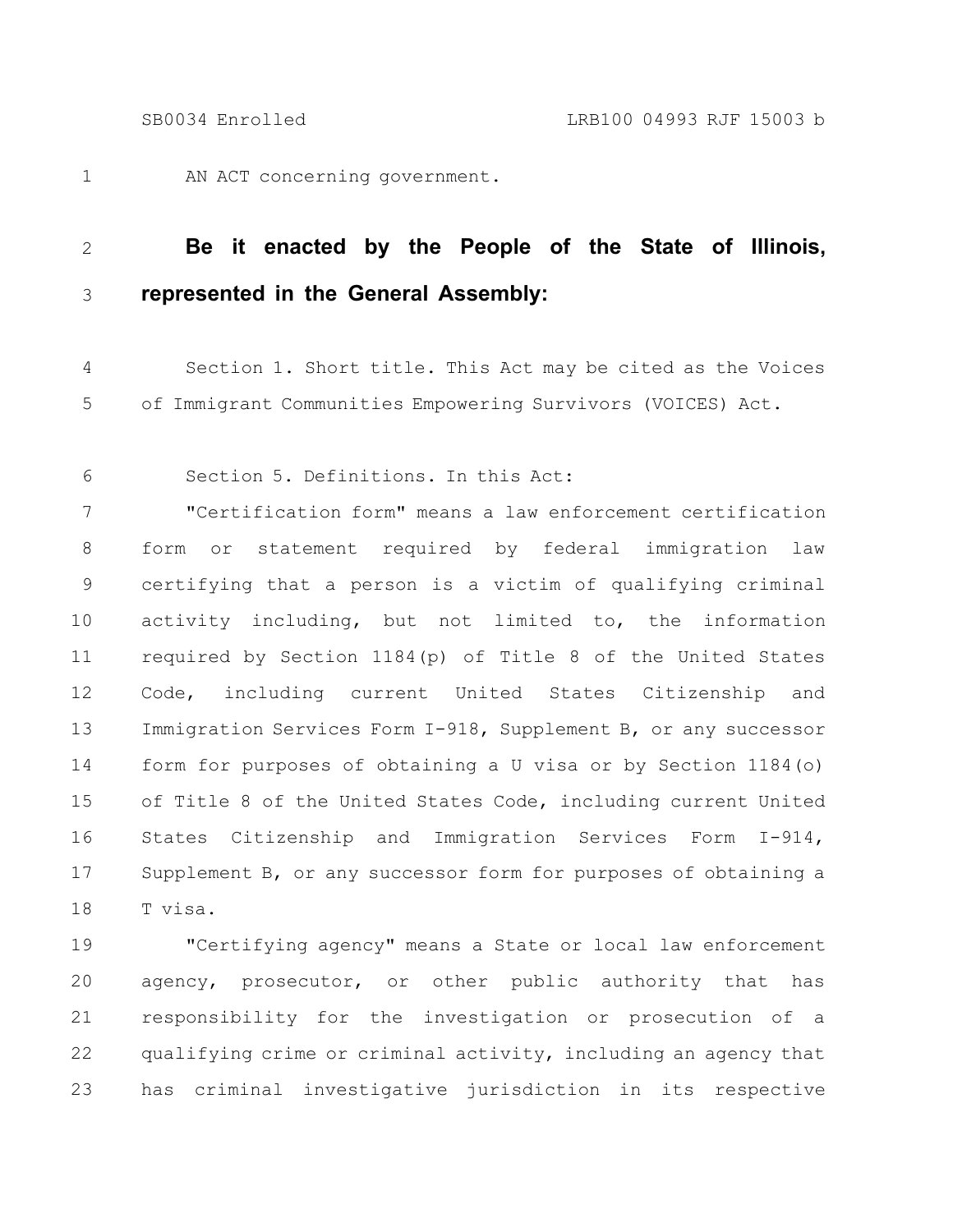AN ACT concerning government.

**Be it enacted by the People of the State of Illinois, represented in the General Assembly:**

Section 1. Short title. This Act may be cited as the Voices of Immigrant Communities Empowering Survivors (VOICES) Act.

Section 5. Definitions. In this Act:

"Certification form" means a law enforcement certification form or statement required by federal immigration law certifying that a person is a victim of qualifying criminal activity including, but not limited to, the information required by Section 1184(p) of Title 8 of the United States Code, including current United States Citizenship and Immigration Services Form I-918, Supplement B, or any successor form for purposes of obtaining a U visa or by Section 1184(o) of Title 8 of the United States Code, including current United States Citizenship and Immigration Services Form I-914, Supplement B, or any successor form for purposes of obtaining a T visa.

"Certifying agency" means a State or local law enforcement agency, prosecutor, or other public authority that has responsibility for the investigation or prosecution of a qualifying crime or criminal activity, including an agency that has criminal investigative jurisdiction in its respective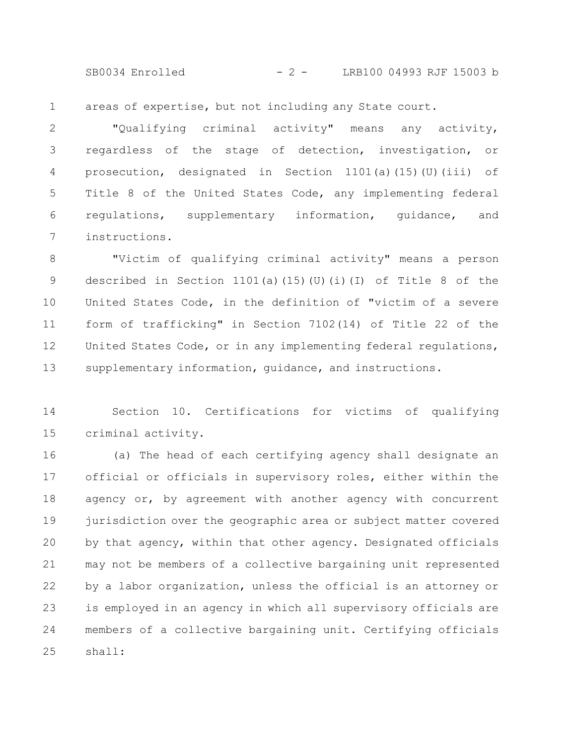areas of expertise, but not including any State court.

"Qualifying criminal activity" means any activity, regardless of the stage of detection, investigation, or prosecution, designated in Section 1101(a)(15)(U)(iii) of Title 8 of the United States Code, any implementing federal regulations, supplementary information, guidance, and instructions.

"Victim of qualifying criminal activity" means a person described in Section 1101(a)(15)(U)(i)(I) of Title 8 of the United States Code, in the definition of "victim of a severe form of trafficking" in Section 7102(14) of Title 22 of the United States Code, or in any implementing federal regulations, supplementary information, guidance, and instructions.

Section 10. Certifications for victims of qualifying criminal activity.

(a) The head of each certifying agency shall designate an official or officials in supervisory roles, either within the agency or, by agreement with another agency with concurrent jurisdiction over the geographic area or subject matter covered by that agency, within that other agency. Designated officials may not be members of a collective bargaining unit represented by a labor organization, unless the official is an attorney or is employed in an agency in which all supervisory officials are members of a collective bargaining unit. Certifying officials shall: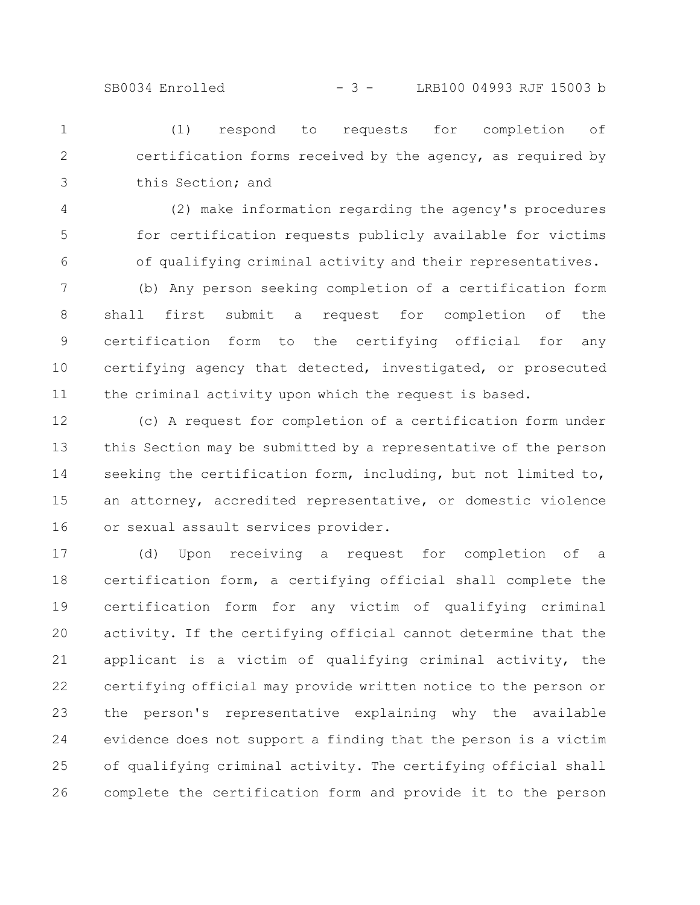(1) respond to requests for completion of certification forms received by the agency, as required by this Section; and

(2) make information regarding the agency's procedures for certification requests publicly available for victims of qualifying criminal activity and their representatives.

(b) Any person seeking completion of a certification form shall first submit a request for completion of the certification form to the certifying official for any certifying agency that detected, investigated, or prosecuted the criminal activity upon which the request is based.

(c) A request for completion of a certification form under this Section may be submitted by a representative of the person seeking the certification form, including, but not limited to, an attorney, accredited representative, or domestic violence or sexual assault services provider.

(d) Upon receiving a request for completion of a certification form, a certifying official shall complete the certification form for any victim of qualifying criminal activity. If the certifying official cannot determine that the applicant is a victim of qualifying criminal activity, the certifying official may provide written notice to the person or the person's representative explaining why the available evidence does not support a finding that the person is a victim of qualifying criminal activity. The certifying official shall complete the certification form and provide it to the person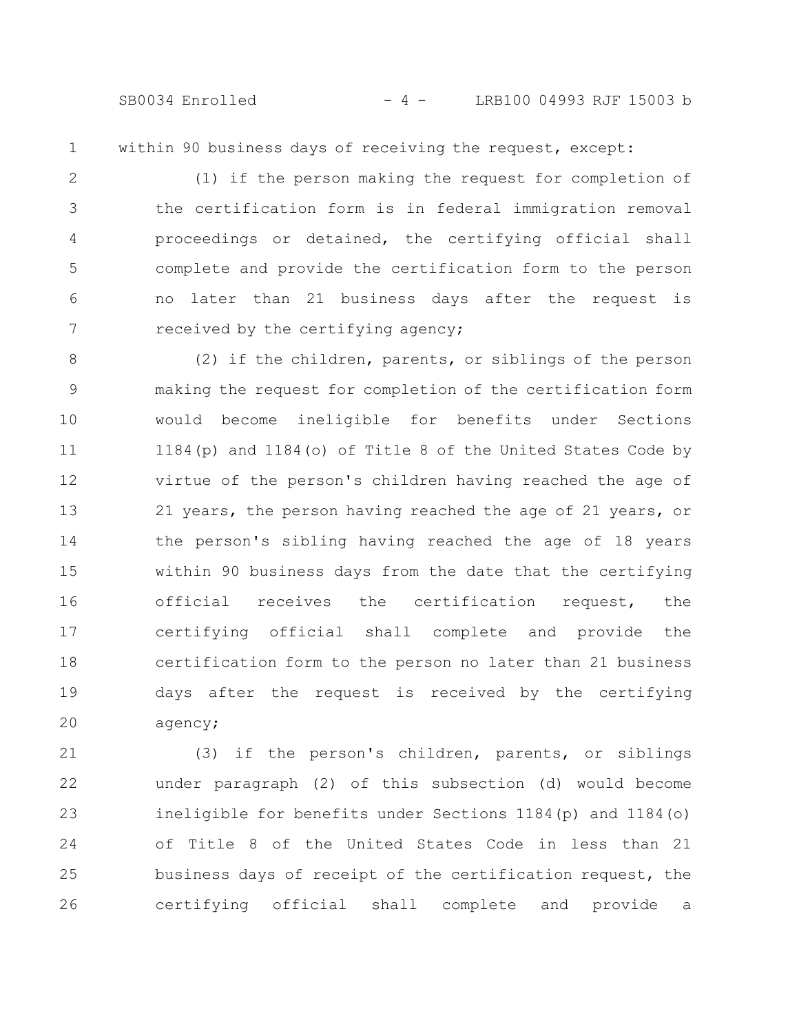within 90 business days of receiving the request, except:

(1) if the person making the request for completion of the certification form is in federal immigration removal proceedings or detained, the certifying official shall complete and provide the certification form to the person no later than 21 business days after the request is received by the certifying agency;

(2) if the children, parents, or siblings of the person making the request for completion of the certification form would become ineligible for benefits under Sections 1184(p) and 1184(o) of Title 8 of the United States Code by virtue of the person's children having reached the age of 21 years, the person having reached the age of 21 years, or the person's sibling having reached the age of 18 years within 90 business days from the date that the certifying official receives the certification request, the certifying official shall complete and provide the certification form to the person no later than 21 business days after the request is received by the certifying agency;

(3) if the person's children, parents, or siblings under paragraph (2) of this subsection (d) would become ineligible for benefits under Sections 1184(p) and 1184(o) of Title 8 of the United States Code in less than 21 business days of receipt of the certification request, the certifying official shall complete and provide a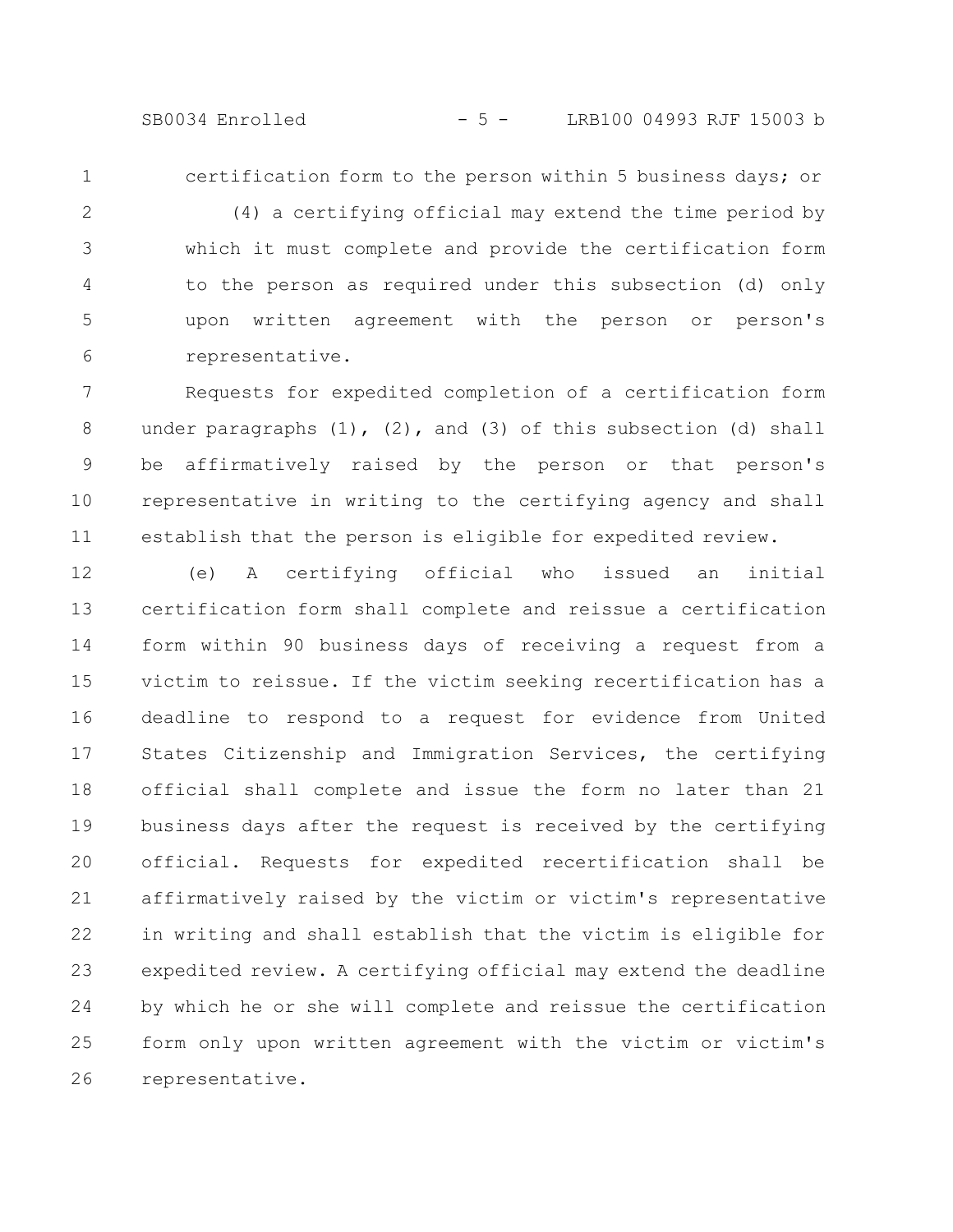certification form to the person within 5 business days; or

(4) a certifying official may extend the time period by which it must complete and provide the certification form to the person as required under this subsection (d) only upon written agreement with the person or person's representative.

Requests for expedited completion of a certification form under paragraphs (1), (2), and (3) of this subsection (d) shall be affirmatively raised by the person or that person's representative in writing to the certifying agency and shall establish that the person is eligible for expedited review.

(e) A certifying official who issued an initial certification form shall complete and reissue a certification form within 90 business days of receiving a request from a victim to reissue. If the victim seeking recertification has a deadline to respond to a request for evidence from United States Citizenship and Immigration Services, the certifying official shall complete and issue the form no later than 21 business days after the request is received by the certifying official. Requests for expedited recertification shall be affirmatively raised by the victim or victim's representative in writing and shall establish that the victim is eligible for expedited review. A certifying official may extend the deadline by which he or she will complete and reissue the certification form only upon written agreement with the victim or victim's representative.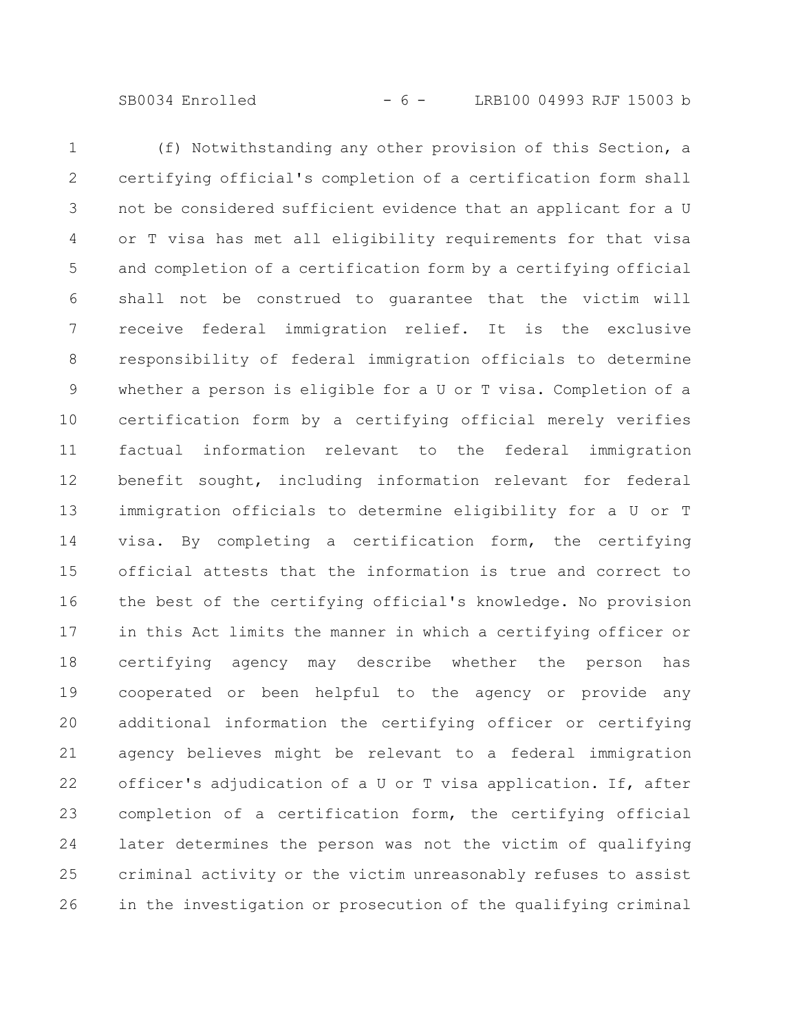(f) Notwithstanding any other provision of this Section, a certifying official's completion of a certification form shall not be considered sufficient evidence that an applicant for a U or T visa has met all eligibility requirements for that visa and completion of a certification form by a certifying official shall not be construed to guarantee that the victim will receive federal immigration relief. It is the exclusive responsibility of federal immigration officials to determine whether a person is eligible for a U or T visa. Completion of a certification form by a certifying official merely verifies factual information relevant to the federal immigration benefit sought, including information relevant for federal immigration officials to determine eligibility for a U or T visa. By completing a certification form, the certifying official attests that the information is true and correct to the best of the certifying official's knowledge. No provision in this Act limits the manner in which a certifying officer or certifying agency may describe whether the person has cooperated or been helpful to the agency or provide any additional information the certifying officer or certifying agency believes might be relevant to a federal immigration officer's adjudication of a U or T visa application. If, after completion of a certification form, the certifying official later determines the person was not the victim of qualifying criminal activity or the victim unreasonably refuses to assist in the investigation or prosecution of the qualifying criminal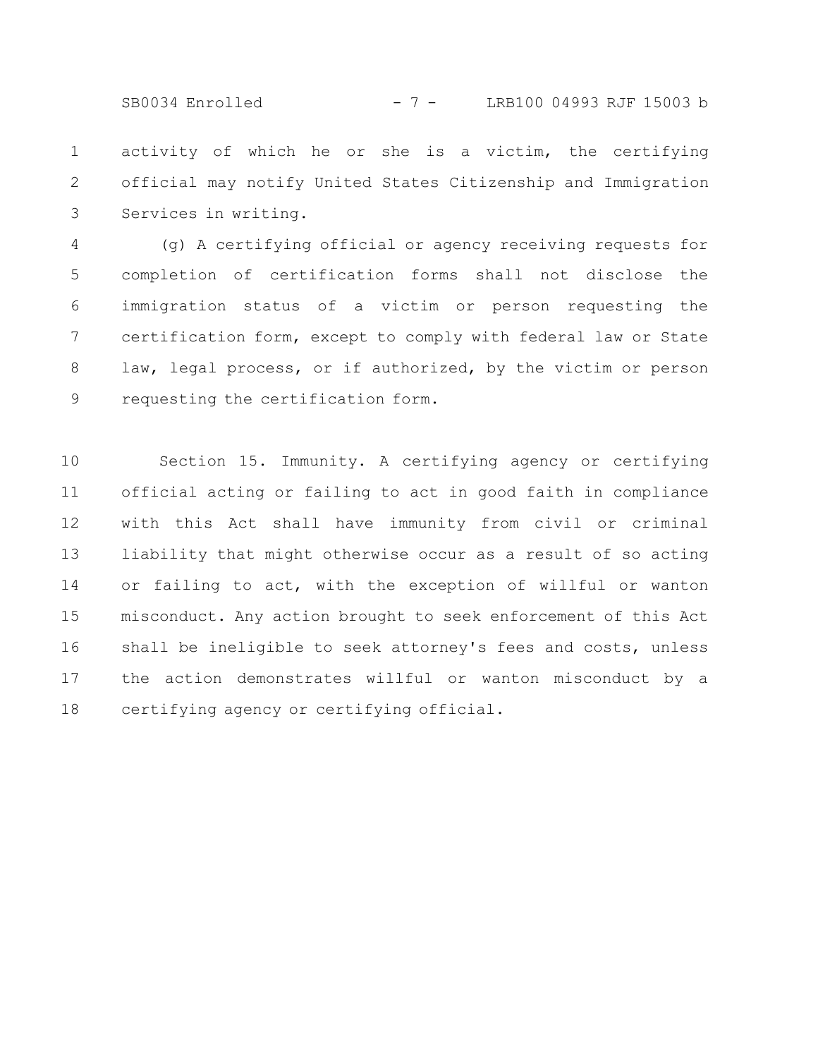activity of which he or she is a victim, the certifying official may notify United States Citizenship and Immigration Services in writing.

(g) A certifying official or agency receiving requests for completion of certification forms shall not disclose the immigration status of a victim or person requesting the certification form, except to comply with federal law or State law, legal process, or if authorized, by the victim or person requesting the certification form.

Section 15. Immunity. A certifying agency or certifying official acting or failing to act in good faith in compliance with this Act shall have immunity from civil or criminal liability that might otherwise occur as a result of so acting or failing to act, with the exception of willful or wanton misconduct. Any action brought to seek enforcement of this Act shall be ineligible to seek attorney's fees and costs, unless the action demonstrates willful or wanton misconduct by a certifying agency or certifying official.